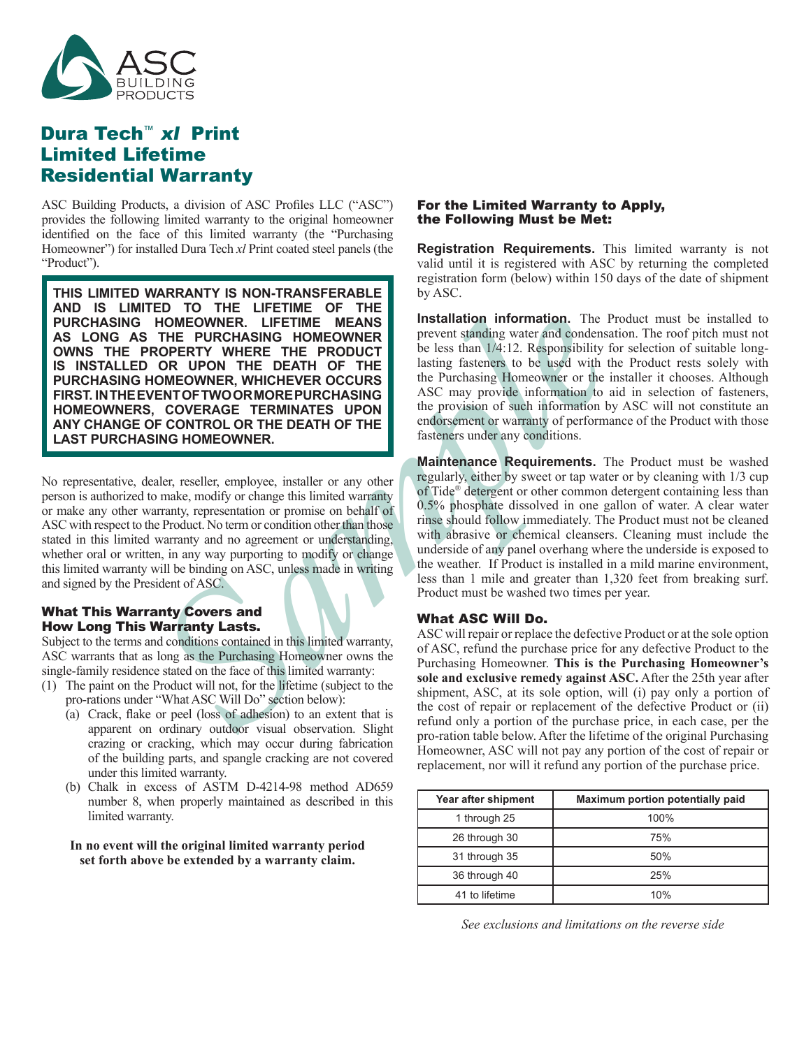# Dura Tech™ *xl* Print Limited Lifetime Residential Warranty

ASC Building Products, a division of ASC Profiles LLC ("ASC") provides the following limited warranty to the original homeowner identified on the face of this limited warranty (the "Purchasing Homeowner") for installed Dura Tech *xl* Print coated steel panels (the "Product").

**THIS LIMITED WARRANTY IS NON-TRANSFERABLE AND IS LIMITED TO THE LIFETIME OF THE PURCHASING HOMEOWNER. LIFETIME MEANS AS LONG AS THE PURCHASING HOMEOWNER OWNS THE PROPERTY WHERE THE PRODUCT IS INSTALLED OR UPON THE DEATH OF THE PURCHASING HOMEOWNER, WHICHEVER OCCURS FIRST. IN THE EVENT OF TWO OR MORE PURCHASING HOMEOWNERS, COVERAGE TERMINATES UPON ANY CHANGE OF CONTROL OR THE DEATH OF THE LAST PURCHASING HOMEOWNER.**

No representative, dealer, reseller, employee, installer or any other person is authorized to make, modify or change this limited warranty or make any other warranty, representation or promise on behalf of ASC with respect to the Product. No term or condition other than those stated in this limited warranty and no agreement or understanding, whether oral or written, in any way purporting to modify or change this limited warranty will be binding on ASC, unless made in writing and signed by the President of ASC.

## What This Warranty Covers and How Long This Warranty Lasts.

Subject to the terms and conditions contained in this limited warranty, ASC warrants that as long as the Purchasing Homeowner owns the single-family residence stated on the face of this limited warranty:

(1) The paint on the Product will not, for the lifetime (subject to the pro-rations under "What ASC Will Do" section below):

   (a) Crack, flake or peel (loss of adhesion) to an extent that is apparent on ordinary outdoor visual observation. Slight crazing or cracking, which may occur during fabrication of the building parts, and spangle cracking are not covered under this limited warranty.

   (b) Chalk in excess of ASTM D-4214-98 method AD659 number 8, when properly maintained as described in this limited warranty.

**In no event will the original limited warranty period set forth above be extended by a warranty claim.**

## For the Limited Warranty to Apply, the Following Must be Met:

**Registration Requirements.** This limited warranty is not valid until it is registered with ASC by returning the completed registration form (below) within 150 days of the date of shipment by ASC.

**Installation information.** The Product must be installed to prevent standing water and condensation. The roof pitch must not be less than 1/4:12. Responsibility for selection of suitable long-lasting fasteners to be used with the Product rests solely with the Purchasing Homeowner or the installer it chooses. Although ASC may provide information to aid in selection of fasteners, the provision of such information by ASC will not constitute an endorsement or warranty of performance of the Product with those fasteners under any conditions.

**Maintenance Requirements.** The Product must be washed regularly, either by sweet or tap water or by cleaning with 1/3 cup of Tide® detergent or other common detergent containing less than 0.5% phosphate dissolved in one gallon of water. A clear water rinse should follow immediately. The Product must not be cleaned with abrasive or chemical cleansers. Cleaning must include the underside of any panel overhang where the underside is exposed to the weather. If Product is installed in a mild marine environment, less than 1 mile and greater than 1,320 feet from breaking surf. Product must be washed two times per year.

## What ASC Will Do.

ASC will repair or replace the defective Product or at the sole option of ASC, refund the purchase price for any defective Product to the Purchasing Homeowner. **This is the Purchasing Homeowner's sole and exclusive remedy against ASC.** After the 25th year after shipment, ASC, at its sole option, will (i) pay only a portion of the cost of repair or replacement of the defective Product or (ii) refund only a portion of the purchase price, in each case, per the pro-ration table below. After the lifetime of the original Purchasing Homeowner, ASC will not pay any portion of the cost of repair or replacement, nor will it refund any portion of the purchase price.

| Year after shipment | Maximum portion potentially paid |
|---|---|
| 1 through 25 | 100% |
| 26 through 30 | 75% |
| 31 through 35 | 50% |
| 36 through 40 | 25% |
| 41 to lifetime | 10% |

*See exclusions and limitations on the reverse side*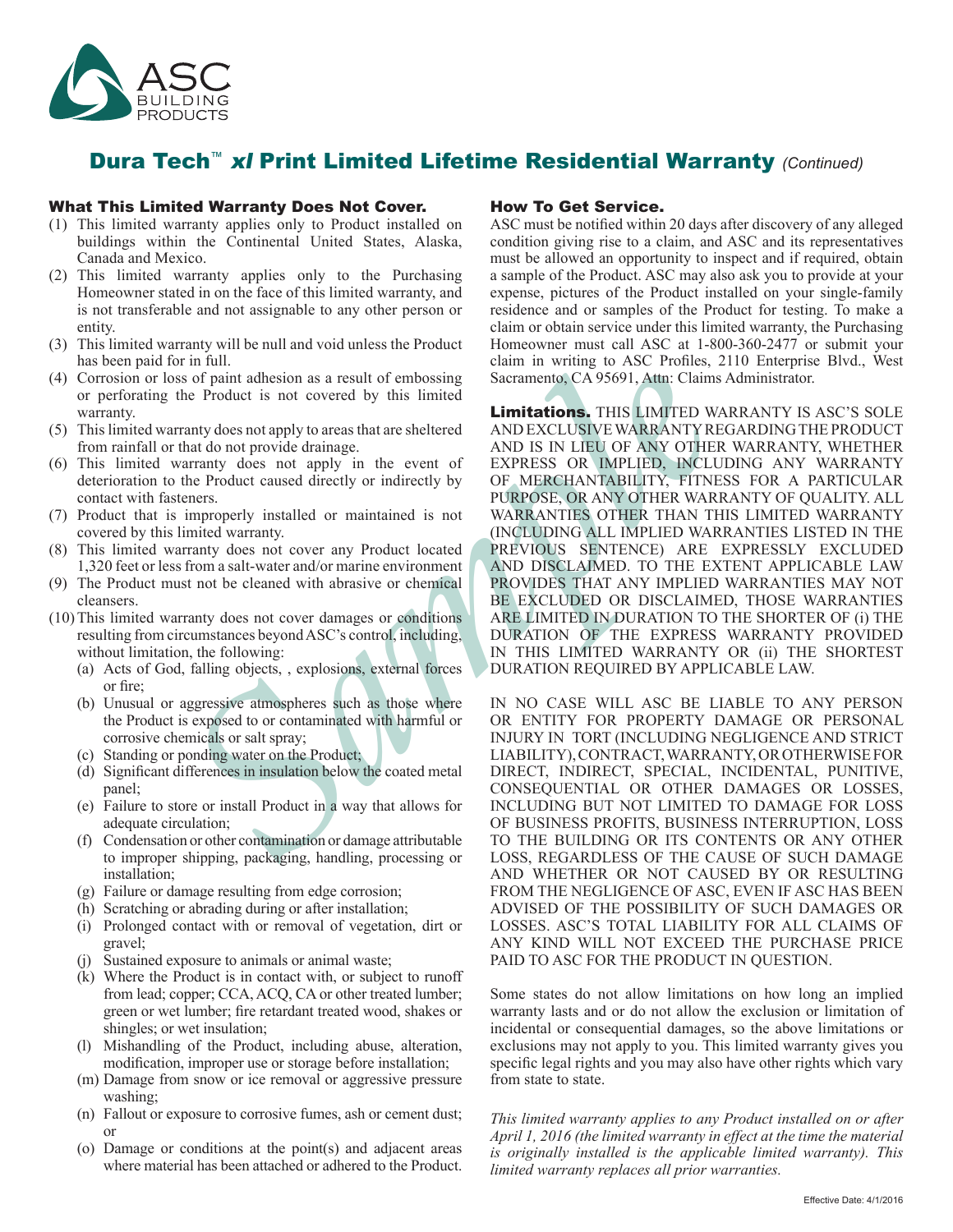# Dura Tech™ *xl* Print Limited Lifetime Residential Warranty *(Continued)*

### What This Limited Warranty Does Not Cover.

(1) This limited warranty applies only to Product installed on buildings within the Continental United States, Alaska, Canada and Mexico.

(2) This limited warranty applies only to the Purchasing Homeowner stated in on the face of this limited warranty, and is not transferable and not assignable to any other person or entity.

(3) This limited warranty will be null and void unless the Product has been paid for in full.

(4) Corrosion or loss of paint adhesion as a result of embossing or perforating the Product is not covered by this limited warranty.

(5) This limited warranty does not apply to areas that are sheltered from rainfall or that do not provide drainage.

(6) This limited warranty does not apply in the event of deterioration to the Product caused directly or indirectly by contact with fasteners.

(7) Product that is improperly installed or maintained is not covered by this limited warranty.

(8) This limited warranty does not cover any Product located 1,320 feet or less from a salt-water and/or marine environment

(9) The Product must not be cleaned with abrasive or chemical cleansers.

(10) This limited warranty does not cover damages or conditions resulting from circumstances beyond ASC's control, including, without limitation, the following:

- (a) Acts of God, falling objects, , explosions, external forces or fire;
- (b) Unusual or aggressive atmospheres such as those where the Product is exposed to or contaminated with harmful or corrosive chemicals or salt spray;
- (c) Standing or ponding water on the Product;
- (d) Significant differences in insulation below the coated metal panel;
- (e) Failure to store or install Product in a way that allows for adequate circulation;
- (f) Condensation or other contamination or damage attributable to improper shipping, packaging, handling, processing or installation;
- (g) Failure or damage resulting from edge corrosion;
- (h) Scratching or abrading during or after installation;
- (i) Prolonged contact with or removal of vegetation, dirt or gravel;
- (j) Sustained exposure to animals or animal waste;
- (k) Where the Product is in contact with, or subject to runoff from lead; copper; CCA, ACQ, CA or other treated lumber; green or wet lumber; fire retardant treated wood, shakes or shingles; or wet insulation;
- (l) Mishandling of the Product, including abuse, alteration, modification, improper use or storage before installation;
- (m) Damage from snow or ice removal or aggressive pressure washing;
- (n) Fallout or exposure to corrosive fumes, ash or cement dust; or
- (o) Damage or conditions at the point(s) and adjacent areas where material has been attached or adhered to the Product.

### How To Get Service.

ASC must be notified within 20 days after discovery of any alleged condition giving rise to a claim, and ASC and its representatives must be allowed an opportunity to inspect and if required, obtain a sample of the Product. ASC may also ask you to provide at your expense, pictures of the Product installed on your single-family residence and or samples of the Product for testing. To make a claim or obtain service under this limited warranty, the Purchasing Homeowner must call ASC at 1-800-360-2477 or submit your claim in writing to ASC Profiles, 2110 Enterprise Blvd., West Sacramento, CA 95691, Attn: Claims Administrator.

**Limitations.** THIS LIMITED WARRANTY IS ASC'S SOLE AND EXCLUSIVE WARRANTY REGARDING THE PRODUCT AND IS IN LIEU OF ANY OTHER WARRANTY, WHETHER EXPRESS OR IMPLIED, INCLUDING ANY WARRANTY OF MERCHANTABILITY, FITNESS FOR A PARTICULAR PURPOSE, OR ANY OTHER WARRANTY OF QUALITY. ALL WARRANTIES OTHER THAN THIS LIMITED WARRANTY (INCLUDING ALL IMPLIED WARRANTIES LISTED IN THE PREVIOUS SENTENCE) ARE EXPRESSLY EXCLUDED AND DISCLAIMED. TO THE EXTENT APPLICABLE LAW PROVIDES THAT ANY IMPLIED WARRANTIES MAY NOT BE EXCLUDED OR DISCLAIMED, THOSE WARRANTIES ARE LIMITED IN DURATION TO THE SHORTER OF (i) THE DURATION OF THE EXPRESS WARRANTY PROVIDED IN THIS LIMITED WARRANTY OR (ii) THE SHORTEST DURATION REQUIRED BY APPLICABLE LAW.

IN NO CASE WILL ASC BE LIABLE TO ANY PERSON OR ENTITY FOR PROPERTY DAMAGE OR PERSONAL INJURY IN TORT (INCLUDING NEGLIGENCE AND STRICT LIABILITY), CONTRACT, WARRANTY, OR OTHERWISE FOR DIRECT, INDIRECT, SPECIAL, INCIDENTAL, PUNITIVE, CONSEQUENTIAL OR OTHER DAMAGES OR LOSSES, INCLUDING BUT NOT LIMITED TO DAMAGE FOR LOSS OF BUSINESS PROFITS, BUSINESS INTERRUPTION, LOSS TO THE BUILDING OR ITS CONTENTS OR ANY OTHER LOSS, REGARDLESS OF THE CAUSE OF SUCH DAMAGE AND WHETHER OR NOT CAUSED BY OR RESULTING FROM THE NEGLIGENCE OF ASC, EVEN IF ASC HAS BEEN ADVISED OF THE POSSIBILITY OF SUCH DAMAGES OR LOSSES. ASC'S TOTAL LIABILITY FOR ALL CLAIMS OF ANY KIND WILL NOT EXCEED THE PURCHASE PRICE PAID TO ASC FOR THE PRODUCT IN QUESTION.

Some states do not allow limitations on how long an implied warranty lasts and or do not allow the exclusion or limitation of incidental or consequential damages, so the above limitations or exclusions may not apply to you. This limited warranty gives you specific legal rights and you may also have other rights which vary from state to state.

*This limited warranty applies to any Product installed on or after April 1, 2016 (the limited warranty in effect at the time the material is originally installed is the applicable limited warranty). This limited warranty replaces all prior warranties.*

Effective Date: 4/1/2016